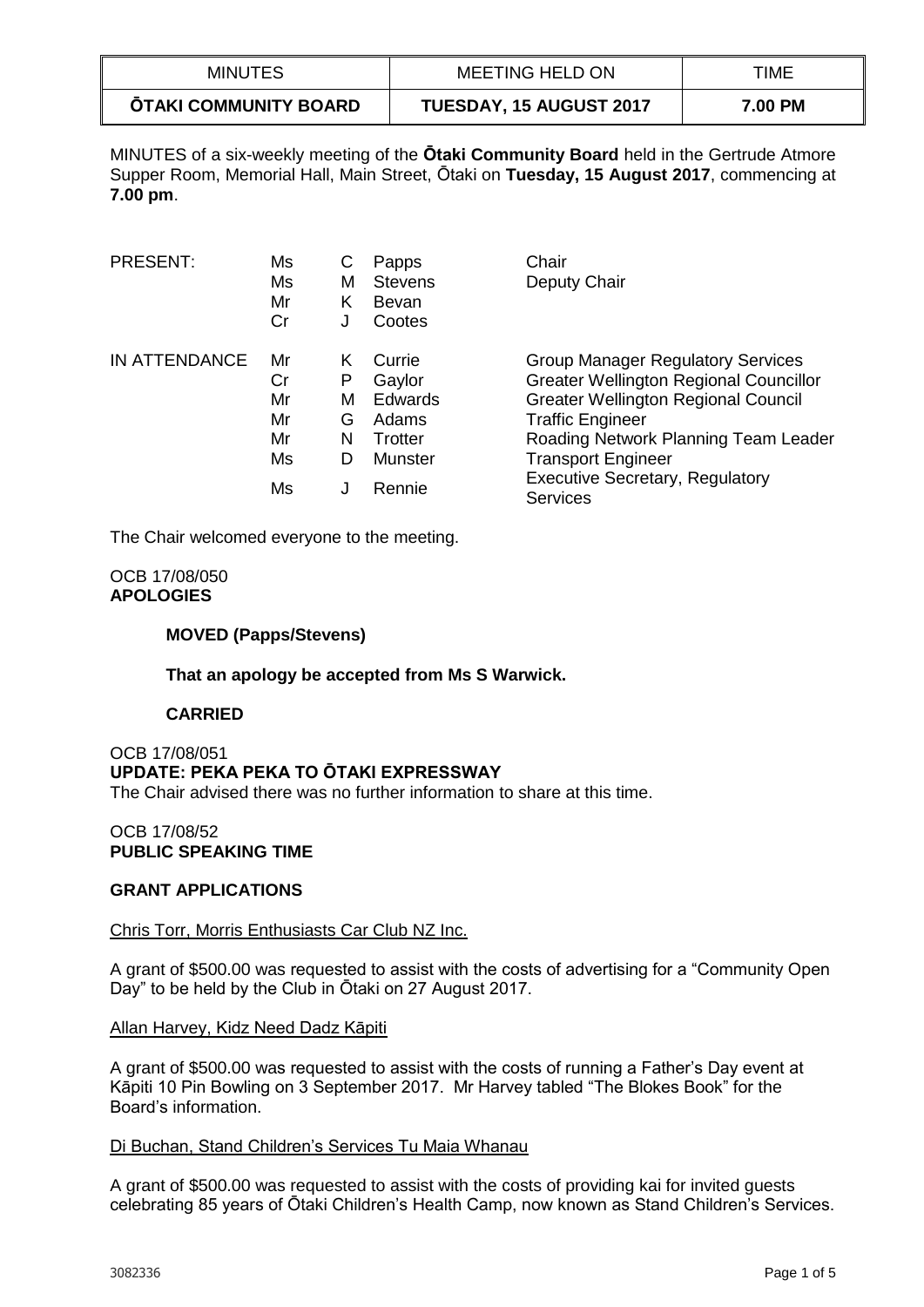| MINUTES | MEETING HELD ON | TIME |
|---|---|---|
| **ŌTAKI COMMUNITY BOARD** | **TUESDAY, 15 AUGUST 2017** | **7.00 PM** |

MINUTES of a six-weekly meeting of the **Ōtaki Community Board** held in the Gertrude Atmore Supper Room, Memorial Hall, Main Street, Ōtaki on **Tuesday, 15 August 2017**, commencing at **7.00 pm**.

| | | | | |
|---|---|---|---|---|
| PRESENT: | Ms | C | Papps | Chair |
| | Ms | M | Stevens | Deputy Chair |
| | Mr | K | Bevan | |
| | Cr | J | Cootes | |
| IN ATTENDANCE | Mr | K | Currie | Group Manager Regulatory Services |
| | Cr | P | Gaylor | Greater Wellington Regional Councillor |
| | Mr | M | Edwards | Greater Wellington Regional Council |
| | Mr | G | Adams | Traffic Engineer |
| | Mr | N | Trotter | Roading Network Planning Team Leader |
| | Ms | D | Munster | Transport Engineer |
| | Ms | J | Rennie | Executive Secretary, Regulatory Services |

The Chair welcomed everyone to the meeting.

OCB 17/08/050
**APOLOGIES**

**MOVED (Papps/Stevens)**

**That an apology be accepted from Ms S Warwick.**

**CARRIED**

OCB 17/08/051
**UPDATE: PEKA PEKA TO ŌTAKI EXPRESSWAY**
The Chair advised there was no further information to share at this time.

OCB 17/08/52
**PUBLIC SPEAKING TIME**

**GRANT APPLICATIONS**

Chris Torr, Morris Enthusiasts Car Club NZ Inc.

A grant of $500.00 was requested to assist with the costs of advertising for a "Community Open Day" to be held by the Club in Ōtaki on 27 August 2017.

Allan Harvey, Kidz Need Dadz Kāpiti

A grant of $500.00 was requested to assist with the costs of running a Father's Day event at Kāpiti 10 Pin Bowling on 3 September 2017. Mr Harvey tabled "The Blokes Book" for the Board's information.

Di Buchan, Stand Children's Services Tu Maia Whanau

A grant of $500.00 was requested to assist with the costs of providing kai for invited guests celebrating 85 years of Ōtaki Children's Health Camp, now known as Stand Children's Services.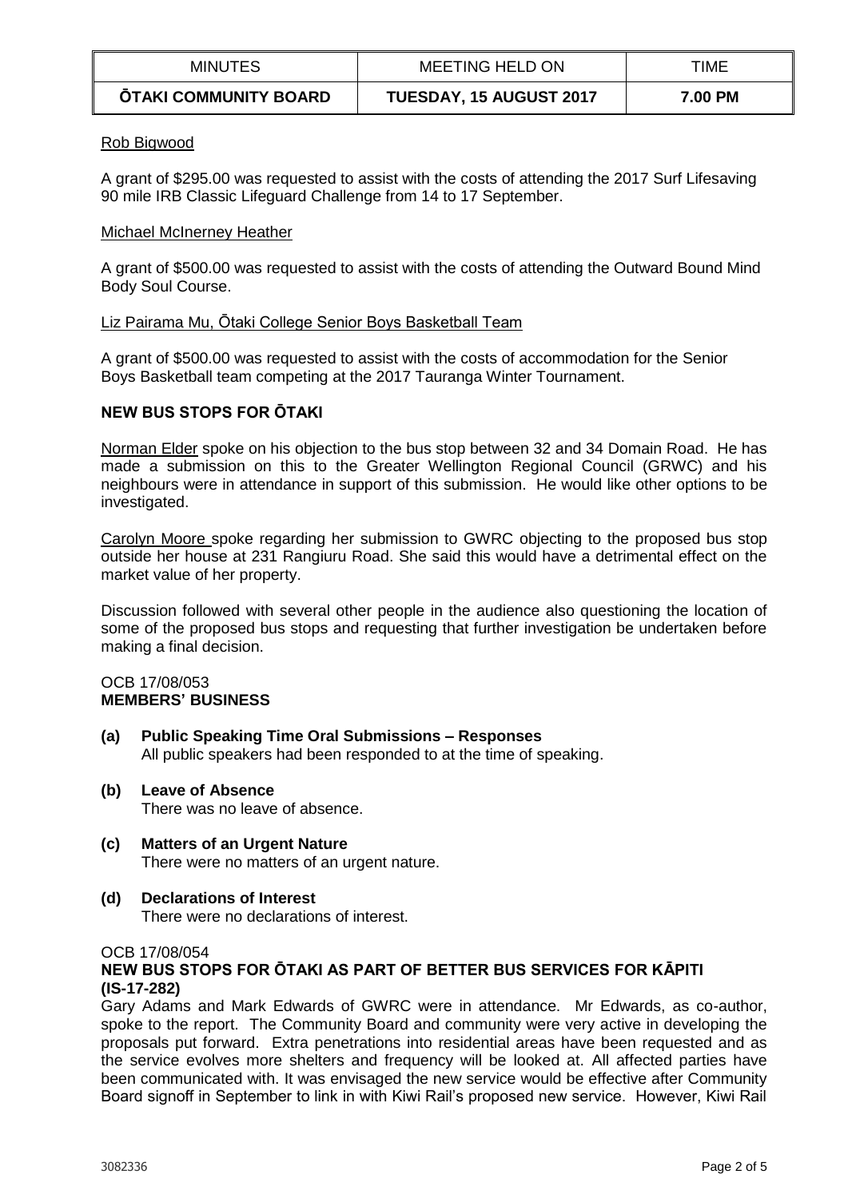Rob Bigwood

A grant of $295.00 was requested to assist with the costs of attending the 2017 Surf Lifesaving 90 mile IRB Classic Lifeguard Challenge from 14 to 17 September.

Michael McInerney Heather

A grant of $500.00 was requested to assist with the costs of attending the Outward Bound Mind Body Soul Course.

Liz Pairama Mu, Ōtaki College Senior Boys Basketball Team

A grant of $500.00 was requested to assist with the costs of accommodation for the Senior Boys Basketball team competing at the 2017 Tauranga Winter Tournament.

**NEW BUS STOPS FOR ŌTAKI**

Norman Elder spoke on his objection to the bus stop between 32 and 34 Domain Road. He has made a submission on this to the Greater Wellington Regional Council (GRWC) and his neighbours were in attendance in support of this submission. He would like other options to be investigated.

Carolyn Moore spoke regarding her submission to GWRC objecting to the proposed bus stop outside her house at 231 Rangiuru Road. She said this would have a detrimental effect on the market value of her property.

Discussion followed with several other people in the audience also questioning the location of some of the proposed bus stops and requesting that further investigation be undertaken before making a final decision.

OCB 17/08/053
**MEMBERS' BUSINESS**

**(a) Public Speaking Time Oral Submissions – Responses**
All public speakers had been responded to at the time of speaking.

**(b) Leave of Absence**
There was no leave of absence.

**(c) Matters of an Urgent Nature**
There were no matters of an urgent nature.

**(d) Declarations of Interest**
There were no declarations of interest.

OCB 17/08/054
**NEW BUS STOPS FOR ŌTAKI AS PART OF BETTER BUS SERVICES FOR KĀPITI (IS-17-282)**

Gary Adams and Mark Edwards of GWRC were in attendance. Mr Edwards, as co-author, spoke to the report. The Community Board and community were very active in developing the proposals put forward. Extra penetrations into residential areas have been requested and as the service evolves more shelters and frequency will be looked at. All affected parties have been communicated with. It was envisaged the new service would be effective after Community Board signoff in September to link in with Kiwi Rail's proposed new service. However, Kiwi Rail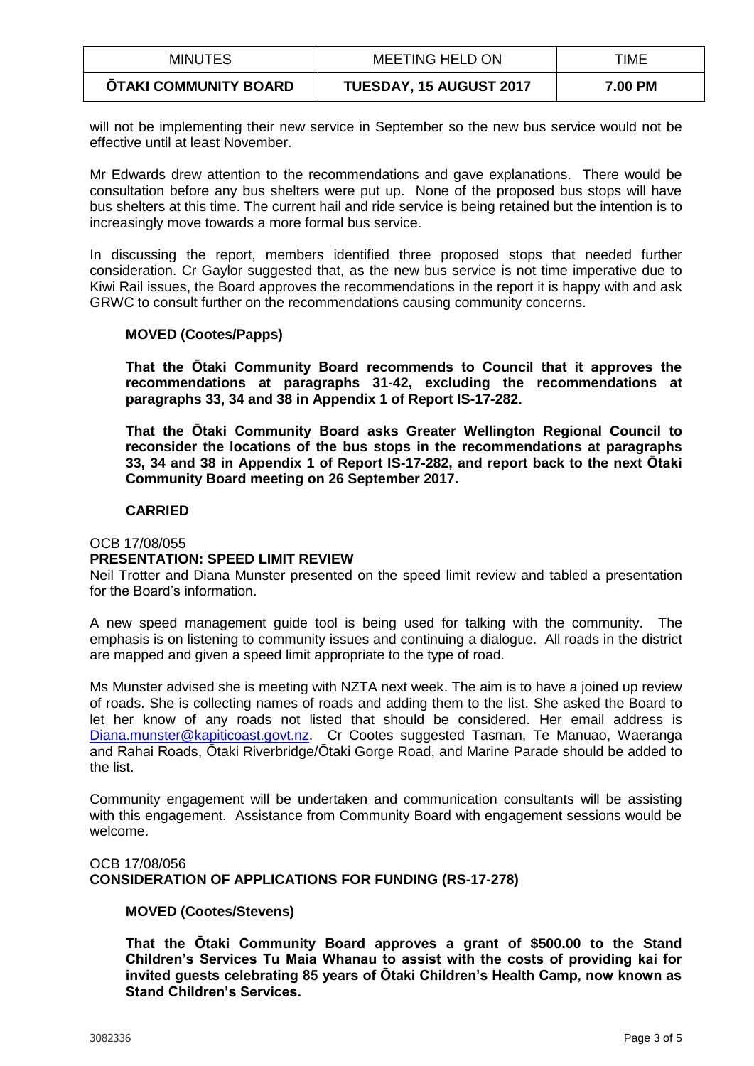will not be implementing their new service in September so the new bus service would not be effective until at least November.

Mr Edwards drew attention to the recommendations and gave explanations. There would be consultation before any bus shelters were put up. None of the proposed bus stops will have bus shelters at this time. The current hail and ride service is being retained but the intention is to increasingly move towards a more formal bus service.

In discussing the report, members identified three proposed stops that needed further consideration. Cr Gaylor suggested that, as the new bus service is not time imperative due to Kiwi Rail issues, the Board approves the recommendations in the report it is happy with and ask GRWC to consult further on the recommendations causing community concerns.

**MOVED (Cootes/Papps)**

**That the Ōtaki Community Board recommends to Council that it approves the recommendations at paragraphs 31-42, excluding the recommendations at paragraphs 33, 34 and 38 in Appendix 1 of Report IS-17-282.**

**That the Ōtaki Community Board asks Greater Wellington Regional Council to reconsider the locations of the bus stops in the recommendations at paragraphs 33, 34 and 38 in Appendix 1 of Report IS-17-282, and report back to the next Ōtaki Community Board meeting on 26 September 2017.**

**CARRIED**

OCB 17/08/055
**PRESENTATION: SPEED LIMIT REVIEW**

Neil Trotter and Diana Munster presented on the speed limit review and tabled a presentation for the Board's information.

A new speed management guide tool is being used for talking with the community. The emphasis is on listening to community issues and continuing a dialogue. All roads in the district are mapped and given a speed limit appropriate to the type of road.

Ms Munster advised she is meeting with NZTA next week. The aim is to have a joined up review of roads. She is collecting names of roads and adding them to the list. She asked the Board to let her know of any roads not listed that should be considered. Her email address is Diana.munster@kapiticoast.govt.nz. Cr Cootes suggested Tasman, Te Manuao, Waeranga and Rahai Roads, Ōtaki Riverbridge/Ōtaki Gorge Road, and Marine Parade should be added to the list.

Community engagement will be undertaken and communication consultants will be assisting with this engagement. Assistance from Community Board with engagement sessions would be welcome.

OCB 17/08/056
**CONSIDERATION OF APPLICATIONS FOR FUNDING (RS-17-278)**

**MOVED (Cootes/Stevens)**

**That the Ōtaki Community Board approves a grant of $500.00 to the Stand Children's Services Tu Maia Whanau to assist with the costs of providing kai for invited guests celebrating 85 years of Ōtaki Children's Health Camp, now known as Stand Children's Services.**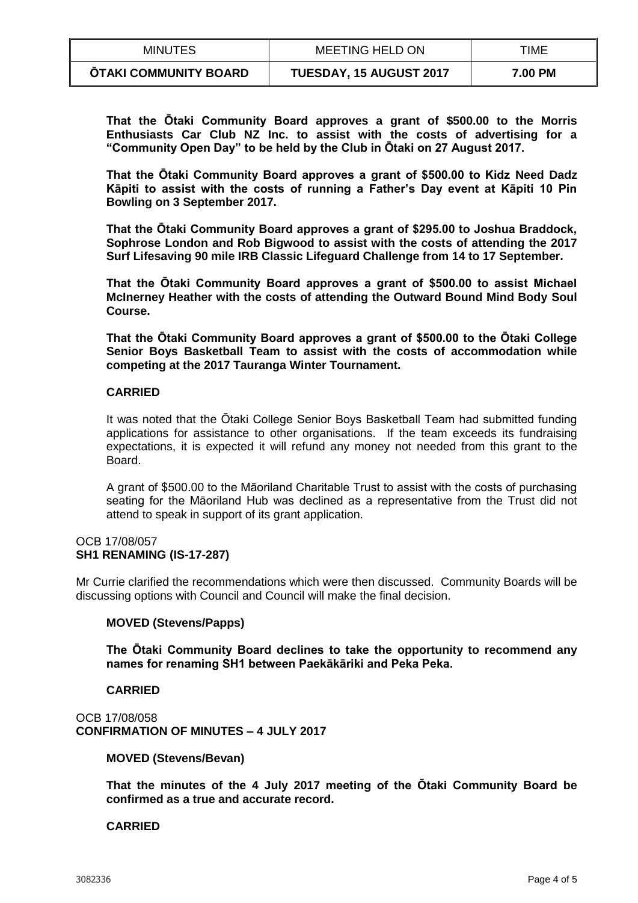**That the Ōtaki Community Board approves a grant of $500.00 to the Morris Enthusiasts Car Club NZ Inc. to assist with the costs of advertising for a "Community Open Day" to be held by the Club in Ōtaki on 27 August 2017.**

**That the Ōtaki Community Board approves a grant of $500.00 to Kidz Need Dadz Kāpiti to assist with the costs of running a Father's Day event at Kāpiti 10 Pin Bowling on 3 September 2017.**

**That the Ōtaki Community Board approves a grant of $295.00 to Joshua Braddock, Sophrose London and Rob Bigwood to assist with the costs of attending the 2017 Surf Lifesaving 90 mile IRB Classic Lifeguard Challenge from 14 to 17 September.**

**That the Ōtaki Community Board approves a grant of $500.00 to assist Michael McInerney Heather with the costs of attending the Outward Bound Mind Body Soul Course.**

**That the Ōtaki Community Board approves a grant of $500.00 to the Ōtaki College Senior Boys Basketball Team to assist with the costs of accommodation while competing at the 2017 Tauranga Winter Tournament.**

**CARRIED**

It was noted that the Ōtaki College Senior Boys Basketball Team had submitted funding applications for assistance to other organisations. If the team exceeds its fundraising expectations, it is expected it will refund any money not needed from this grant to the Board.

A grant of $500.00 to the Māoriland Charitable Trust to assist with the costs of purchasing seating for the Māoriland Hub was declined as a representative from the Trust did not attend to speak in support of its grant application.

OCB 17/08/057
**SH1 RENAMING (IS-17-287)**

Mr Currie clarified the recommendations which were then discussed. Community Boards will be discussing options with Council and Council will make the final decision.

**MOVED (Stevens/Papps)**

**The Ōtaki Community Board declines to take the opportunity to recommend any names for renaming SH1 between Paekākāriki and Peka Peka.**

**CARRIED**

OCB 17/08/058
**CONFIRMATION OF MINUTES – 4 JULY 2017**

**MOVED (Stevens/Bevan)**

**That the minutes of the 4 July 2017 meeting of the Ōtaki Community Board be confirmed as a true and accurate record.**

**CARRIED**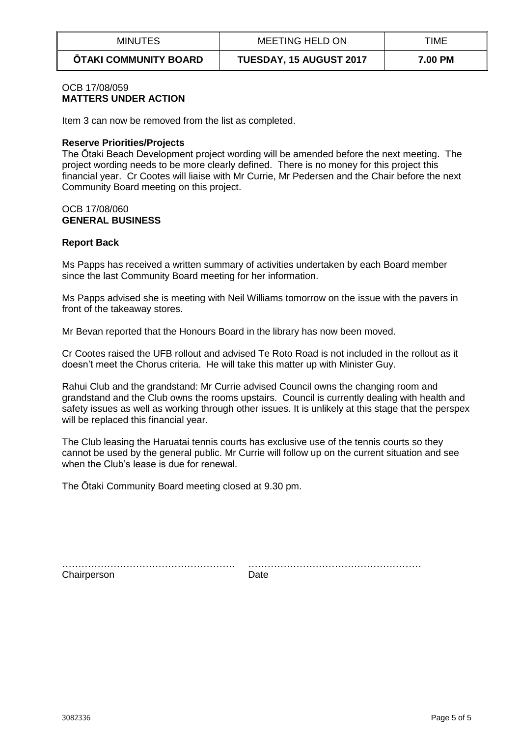| MINUTES | MEETING HELD ON | TIME |
|---|---|---|
| **ŌTAKI COMMUNITY BOARD** | **TUESDAY, 15 AUGUST 2017** | **7.00 PM** |

OCB 17/08/059
**MATTERS UNDER ACTION**

Item 3 can now be removed from the list as completed.

**Reserve Priorities/Projects**
The Ōtaki Beach Development project wording will be amended before the next meeting. The project wording needs to be more clearly defined. There is no money for this project this financial year. Cr Cootes will liaise with Mr Currie, Mr Pedersen and the Chair before the next Community Board meeting on this project.

OCB 17/08/060
**GENERAL BUSINESS**

**Report Back**

Ms Papps has received a written summary of activities undertaken by each Board member since the last Community Board meeting for her information.

Ms Papps advised she is meeting with Neil Williams tomorrow on the issue with the pavers in front of the takeaway stores.

Mr Bevan reported that the Honours Board in the library has now been moved.

Cr Cootes raised the UFB rollout and advised Te Roto Road is not included in the rollout as it doesn't meet the Chorus criteria. He will take this matter up with Minister Guy.

Rahui Club and the grandstand: Mr Currie advised Council owns the changing room and grandstand and the Club owns the rooms upstairs. Council is currently dealing with health and safety issues as well as working through other issues. It is unlikely at this stage that the perspex will be replaced this financial year.

The Club leasing the Haruatai tennis courts has exclusive use of the tennis courts so they cannot be used by the general public. Mr Currie will follow up on the current situation and see when the Club's lease is due for renewal.

The Ōtaki Community Board meeting closed at 9.30 pm.

……………………………………………… ………………………………………………
Chairperson Date

3082336